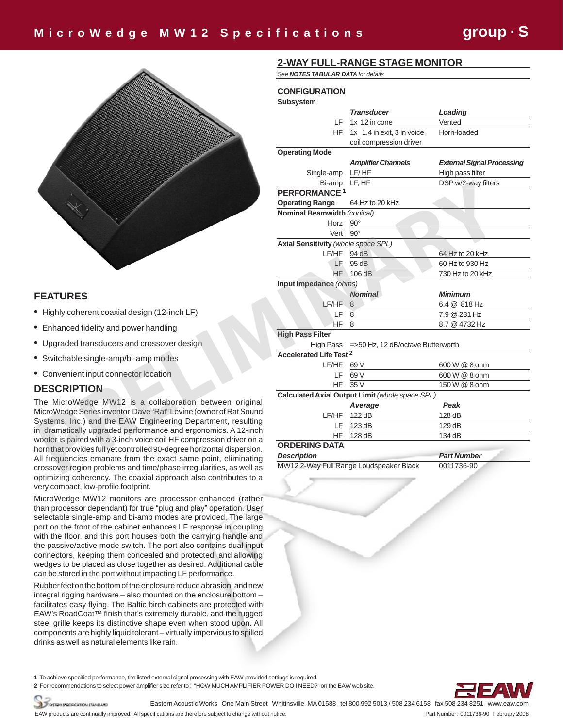# MicroWedge MW12 Specifications

group · S

## FEATURES

- Highly coherent coaxial design (12-inch LF)
- Enhanced fidelity and power handling
- Upgraded transducers and crossover design
- Switchable single-amp/bi-amp modes
- Convenient input connector location

## DESCRIPTION

The MicroWedge MW12 is a collaboration between original MicroWedge Series inventor Dave "Rat" Levine (owner of Rat Sound Systems, Inc.) and the EAW Engineering Department, resulting in dramatically upgraded performance and ergonomics. A 12-inch woofer is paired with a 3-inch voice coil HF compression driver on a horn that provides full yet controlled 90-degree horizontal dispersion. All frequencies emanate from the exact same point, eliminating crossover region problems and time/phase irregularities, as well as optimizing coherency. The coaxial approach also contributes to a very compact, low-profile footprint.

MicroWedge MW12 monitors are processor enhanced (rather than processor dependant) for true "plug and play" operation. User selectable single-amp and bi-amp modes are provided. The large port on the front of the cabinet enhances LF response in coupling with the floor, and this port houses both the carrying handle and the passive/active mode switch. The port also contains dual input connectors, keeping them concealed and protected, and allowing wedges to be placed as close together as desired. Additional cable can be stored in the port without impacting LF performance.

Rubber feet on the bottom of the enclosure reduce abrasion, and new integral rigging hardware – also mounted on the enclosure bottom – facilitates easy flying. The Baltic birch cabinets are protected with EAW's RoadCoat™ finish that's extremely durable, and the rugged steel grille keeps its distinctive shape even when stood upon. All components are highly liquid tolerant – virtually impervious to spilled drinks as well as natural elements like rain.

## 2-WAY FULL-RANGE STAGE MONITOR

See ***NOTES TABULAR DATA*** *for details*

### CONFIGURATION

**Subsystem**

| | *Transducer* | *Loading* |
|---|---|---|
| LF | 1x 12 in cone | Vented |
| HF | 1x 1.4 in exit, 3 in voice coil compression driver | Horn-loaded |

**Operating Mode**

| | *Amplifier Channels* | *External Signal Processing* |
|---|---|---|
| Single-amp | LF/ HF | High pass filter |
| Bi-amp | LF, HF | DSP w/2-way filters |

### PERFORMANCE [1]

| | | |
|---|---|---|
| **Operating Range** | 64 Hz to 20 kHz | |
| **Nominal Beamwidth** *(conical)* | | |
| Horz | 90° | |
| Vert | 90° | |
| **Axial Sensitivity** *(whole space SPL)* | | |
| LF/HF | 94 dB | 64 Hz to 20 kHz |
| LF | 95 dB | 60 Hz to 930 Hz |
| HF | 106 dB | 730 Hz to 20 kHz |
| **Input Impedance** *(ohms)* | | |
| | *Nominal* | *Minimum* |
| LF/HF | 8 | 6.4 @ 818 Hz |
| LF | 8 | 7.9 @ 231 Hz |
| HF | 8 | 8.7 @ 4732 Hz |
| **High Pass Filter** | | |
| High Pass | =>50 Hz, 12 dB/octave Butterworth | |
| **Accelerated Life Test** [2] | | |
| LF/HF | 69 V | 600 W @ 8 ohm |
| LF | 69 V | 600 W @ 8 ohm |
| HF | 35 V | 150 W @ 8 ohm |
| **Calculated Axial Output Limit** *(whole space SPL)* | | |
| | *Average* | *Peak* |
| LF/HF | 122 dB | 128 dB |
| LF | 123 dB | 129 dB |
| HF | 128 dB | 134 dB |

### ORDERING DATA

| *Description* | *Part Number* |
|---|---|
| MW12 2-Way Full Range Loudspeaker Black | 0011736-90 |

**1** To achieve specified performance, the listed external signal processing with EAW-provided settings is required.
**2** For recommendations to select power amplifier size refer to : "HOW MUCH AMPLIFIER POWER DO I NEED?" on the EAW web site.

Eastern Acoustic Works One Main Street Whitinsville, MA 01588 tel 800 992 5013 / 508 234 6158 fax 508 234 8251 www.eaw.com

EAW products are continually improved. All specifications are therefore subject to change without notice.

Part Number: 0011736-90 February 2008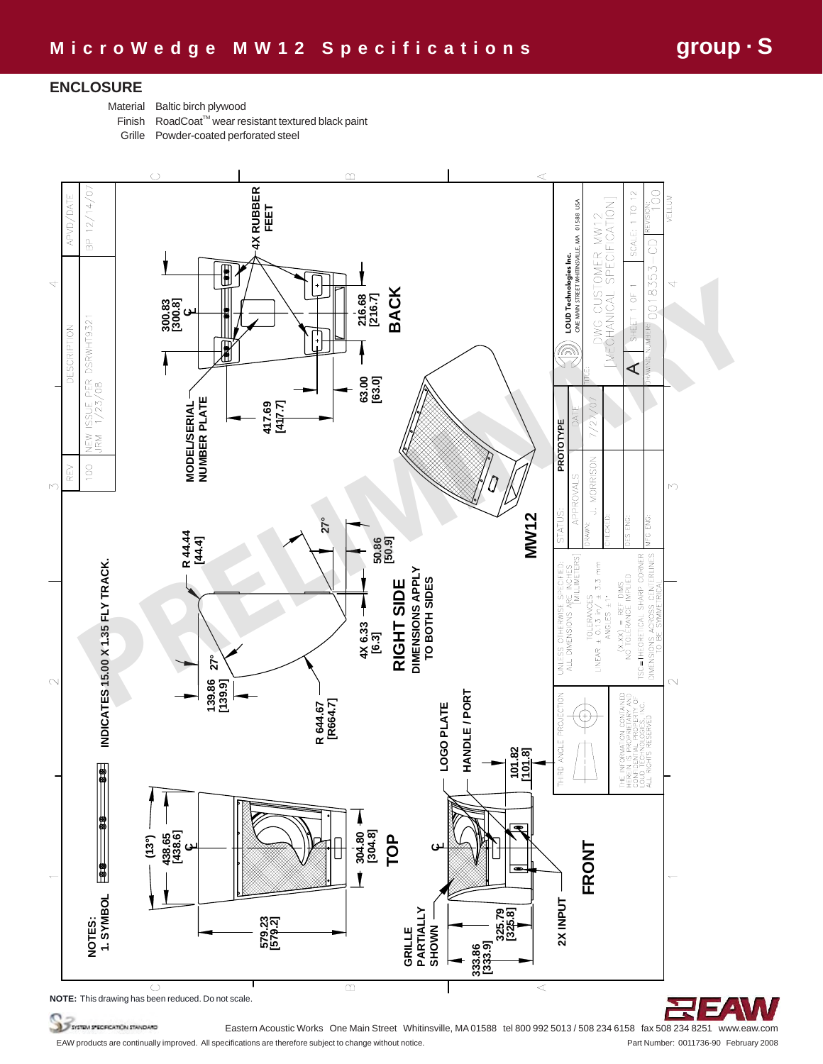# MicroWedge MW12 Specifications

## ENCLOSURE

| | |
|---|---|
| Material | Baltic birch plywood |
| Finish | RoadCoat™ wear resistant textured black paint |
| Grille | Powder-coated perforated steel |

NOTES:
1. SYMBOL INDICATES 15.00 X 1.35 FLY TRACK.

BACK: 4X RUBBER FEET; 300.83 [300.8]; 216.68 [216.7]; 63.00 [63.0]; 417.69 [417.7]; MODEL/SERIAL NUMBER PLATE

RIGHT SIDE (DIMENSIONS APPLY TO BOTH SIDES): R 44.44 [44.4]; 27°; 50.86 [50.9]; 4X 6.33 [6.3]; 27°; 139.86 [139.9]; R 644.67 [R664.7]

TOP: (13°); 438.65 [438.6]; 304.80 [304.8]; 579.23 [579.2]

FRONT: LOGO PLATE; HANDLE / PORT; 101.82 [101.8]; GRILLE PARTIALLY SHOWN; 325.79 [325.8]; 333.86 [333.9]; 2X INPUT

MW12

| REV | DESCRIPTION | APVD/DATE |
|---|---|---|
| 100 | NEW ISSUE PER DSRWT9321 JRM 1/23/08 | BP 12/14/07 |

STATUS: PROTOTYPE

| APPROVALS | DATE |
|---|---|
| DRAWN: J. MORRISON | 7/27/07 |
| CHECKED: | |
| DES ENG: | |
| MFG ENG: | |

LOUD Technologies Inc. ONE MAIN STREET WHITINSVILLE, MA 01588 USA

TITLE: DWG CUSTOMER MW12 [MECHANICAL SPECIFICATION]

SIZE: A — SHEET 1 OF 1 — SCALE: 1 TO 12

DRAWING NUMBER: 0018353-CD — REVISION: 100 — VELLUM

UNLESS OTHERWISE SPECIFIED: ALL DIMENSIONS ARE INCHES [MILLIMETERS]
TOLERANCES LINEAR ± 0.13 in / ± 3.3 mm ANGLES ± 1°
(X.XX) = REF DIMS NO TOLERANCE IMPLIED
TSC=THEORETICAL SHARP CORNER
DIMENSIONS ACROSS CENTERLINES TO BE SYMMETRICAL

THIRD ANGLE PROJECTION

THE INFORMATION CONTAINED HEREIN IS PROPRIETARY AND CONFIDENTIAL PROPERTY OF LOUD TECHNOLOGIES, INC. ALL RIGHTS RESERVED

PRELIMINARY

**NOTE:** This drawing has been reduced. Do not scale.

Eastern Acoustic Works One Main Street Whitinsville, MA 01588 tel 800 992 5013 / 508 234 6158 fax 508 234 8251 www.eaw.com

EAW products are continually improved. All specifications are therefore subject to change without notice.

Part Number: 0011736-90 February 2008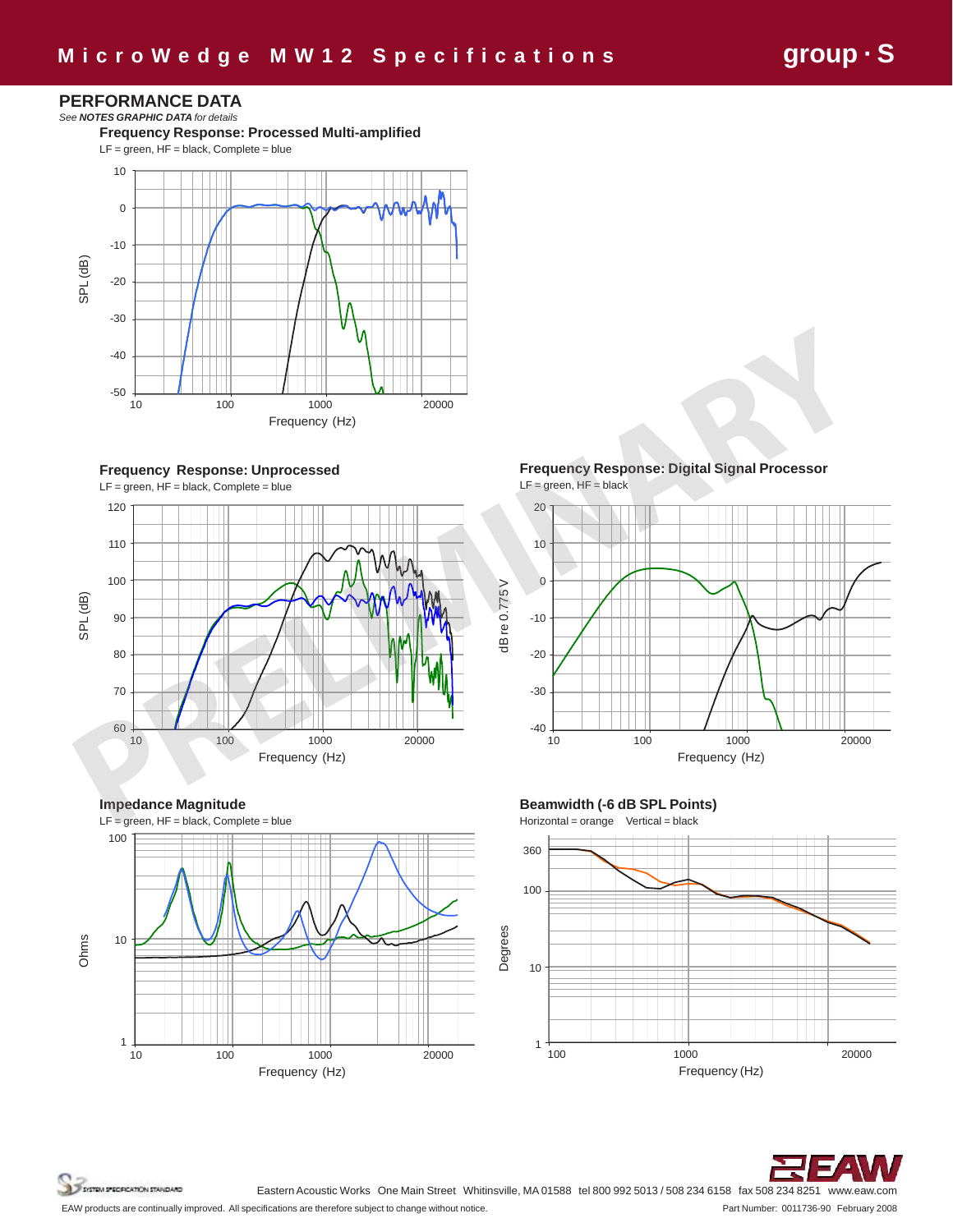## PERFORMANCE DATA

*See* ***NOTES GRAPHIC DATA*** *for details*

### Frequency Response: Processed Multi-amplified

LF = green, HF = black, Complete = blue

### Frequency Response: Unprocessed

LF = green, HF = black, Complete = blue

### Frequency Response: Digital Signal Processor

LF = green, HF = black

### Impedance Magnitude

LF = green, HF = black, Complete = blue

### Beamwidth (-6 dB SPL Points)

Horizontal = orange    Vertical = black

Eastern Acoustic Works  One Main Street  Whitinsville, MA 01588  tel 800 992 5013 / 508 234 6158  fax 508 234 8251  www.eaw.com

EAW products are continually improved. All specifications are therefore subject to change without notice.

Part Number: 0011736-90  February 2008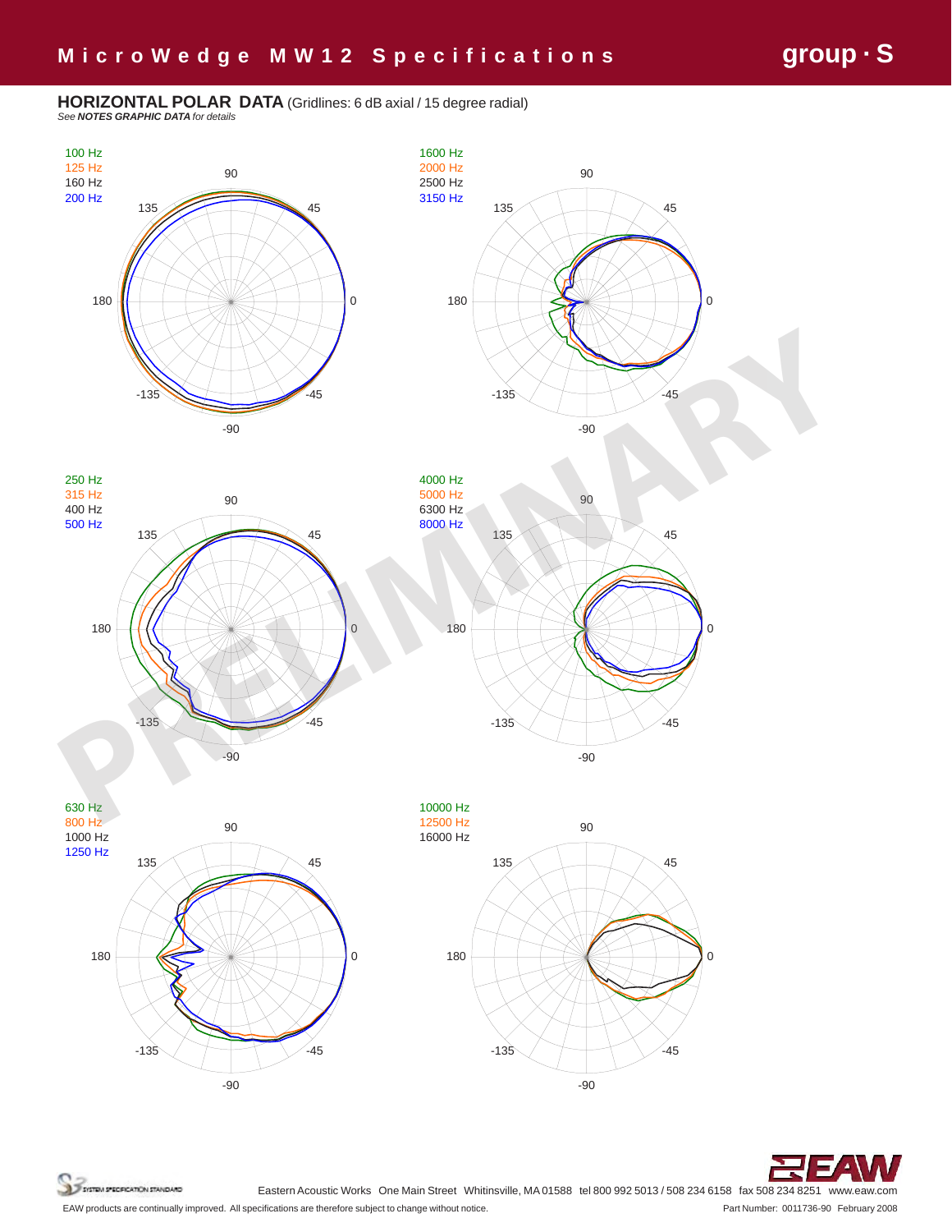# MicroWedge MW12 Specifications

## HORIZONTAL POLAR DATA (Gridlines: 6 dB axial / 15 degree radial)

*See **NOTES GRAPHIC DATA** for details*

100 Hz
125 Hz
160 Hz
200 Hz

1600 Hz
2000 Hz
2500 Hz
3150 Hz

250 Hz
315 Hz
400 Hz
500 Hz

4000 Hz
5000 Hz
6300 Hz
8000 Hz

630 Hz
800 Hz
1000 Hz
1250 Hz

10000 Hz
12500 Hz
16000 Hz

PRELIMINARY

Eastern Acoustic Works One Main Street Whitinsville, MA 01588 tel 800 992 5013 / 508 234 6158 fax 508 234 8251 www.eaw.com

EAW products are continually improved. All specifications are therefore subject to change without notice.

Part Number: 0011736-90 February 2008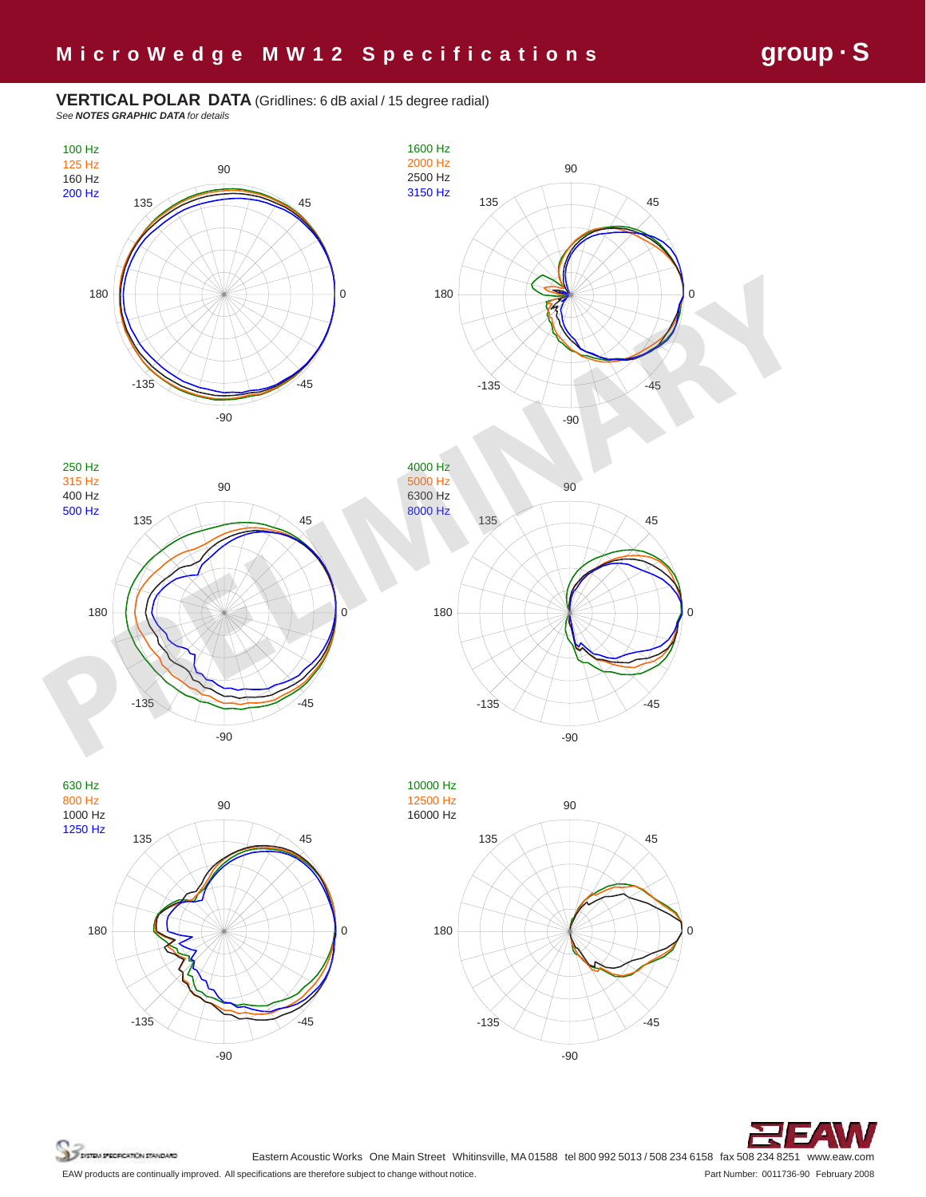## VERTICAL POLAR DATA (Gridlines: 6 dB axial / 15 degree radial)

*See **NOTES GRAPHIC DATA** for details*

100 Hz
125 Hz
160 Hz
200 Hz

1600 Hz
2000 Hz
2500 Hz
3150 Hz

250 Hz
315 Hz
400 Hz
500 Hz

4000 Hz
5000 Hz
6300 Hz
8000 Hz

630 Hz
800 Hz
1000 Hz
1250 Hz

10000 Hz
12500 Hz
16000 Hz

PRELIMINARY

Eastern Acoustic Works One Main Street Whitinsville, MA 01588 tel 800 992 5013 / 508 234 6158 fax 508 234 8251 www.eaw.com

EAW products are continually improved. All specifications are therefore subject to change without notice.

Part Number: 0011736-90 February 2008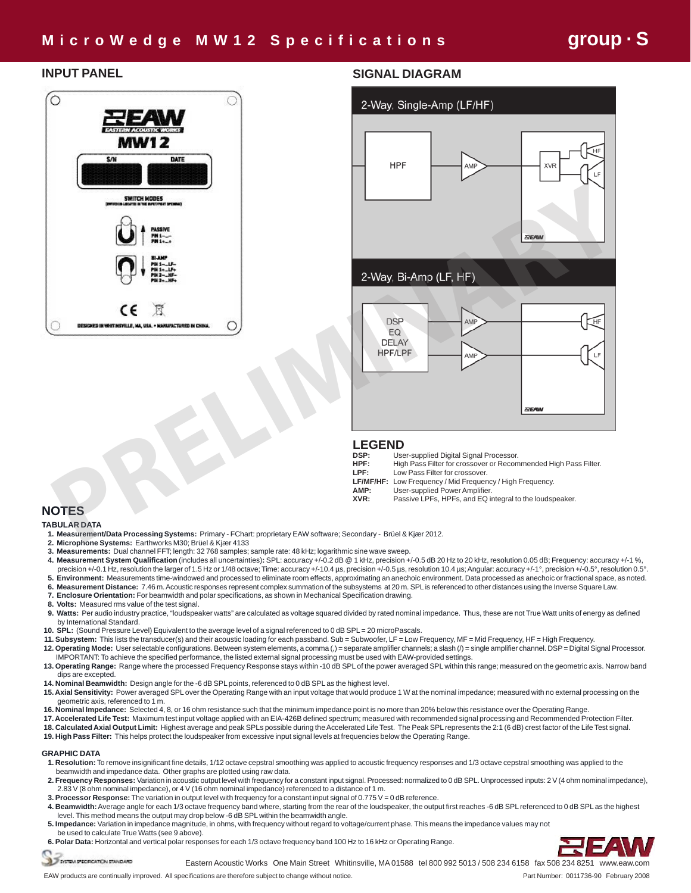# MicroWedge MW12 Specifications

## INPUT PANEL

EAW
EASTERN ACOUSTIC WORKS
MW12

S/N
DATE

SWITCH MODES
(SWITCH IS LOCATED IN THE INPUT/PORT OPENING)

PASSIVE
PIN 1–...–
PIN 1+...+

BI-AMP
PIN 1–...LF–
PIN 1+...LF+
PIN 2–...HF–
PIN 2+...HF+

DESIGNED IN WHITINSVILLE, MA, USA. • MANUFACTURED IN CHINA.

## SIGNAL DIAGRAM

2-Way, Single-Amp (LF/HF)

HPF
AMP
XVR
HF
LF
EAW

2-Way, Bi-Amp (LF, HF)

DSP
EQ
DELAY
HPF/LPF
AMP
AMP
HF
LF
EAW

PRELIMINARY

## LEGEND

**DSP:** User-supplied Digital Signal Processor.
**HPF:** High Pass Filter for crossover or Recommended High Pass Filter.
**LPF:** Low Pass Filter for crossover.
**LF/MF/HF:** Low Frequency / Mid Frequency / High Frequency.
**AMP:** User-supplied Power Amplifier.
**XVR:** Passive LPFs, HPFs, and EQ integral to the loudspeaker.

## NOTES

### TABULAR DATA

1. **Measurement/Data Processing Systems:** Primary - FChart: proprietary EAW software; Secondary - Brüel & Kjær 2012.
2. **Microphone Systems:** Earthworks M30; Brüel & Kjær 4133
3. **Measurements:** Dual channel FFT; length: 32 768 samples; sample rate: 48 kHz; logarithmic sine wave sweep.
4. **Measurement System Qualification** (includes all uncertainties)**:** SPL: accuracy +/-0.2 dB @ 1 kHz, precision +/-0.5 dB 20 Hz to 20 kHz, resolution 0.05 dB; Frequency: accuracy +/-1 %, precision +/-0.1 Hz, resolution the larger of 1.5 Hz or 1/48 octave; Time: accuracy +/-10.4 µs, precision +/-0.5 µs, resolution 10.4 µs; Angular: accuracy +/-1°, precision +/-0.5°, resolution 0.5°.
5. **Environment:** Measurements time-windowed and processed to eliminate room effects, approximating an anechoic environment. Data processed as anechoic or fractional space, as noted.
6. **Measurement Distance:** 7.46 m. Acoustic responses represent complex summation of the subsystems at 20 m. SPL is referenced to other distances using the Inverse Square Law.
7. **Enclosure Orientation:** For beamwidth and polar specifications, as shown in Mechanical Specification drawing.
8. **Volts:** Measured rms value of the test signal.
9. **Watts:** Per audio industry practice, "loudspeaker watts" are calculated as voltage squared divided by rated nominal impedance. Thus, these are not True Watt units of energy as defined by International Standard.
10. **SPL:** (Sound Pressure Level) Equivalent to the average level of a signal referenced to 0 dB SPL = 20 microPascals.
11. **Subsystem:** This lists the transducer(s) and their acoustic loading for each passband. Sub = Subwoofer, LF = Low Frequency, MF = Mid Frequency, HF = High Frequency.
12. **Operating Mode:** User selectable configurations. Between system elements, a comma (,) = separate amplifier channels; a slash (/) = single amplifier channel. DSP = Digital Signal Processor. IMPORTANT: To achieve the specified performance, the listed external signal processing must be used with EAW-provided settings.
13. **Operating Range:** Range where the processed Frequency Response stays within -10 dB SPL of the power averaged SPL within this range; measured on the geometric axis. Narrow band dips are excepted.
14. **Nominal Beamwidth:** Design angle for the -6 dB SPL points, referenced to 0 dB SPL as the highest level.
15. **Axial Sensitivity:** Power averaged SPL over the Operating Range with an input voltage that would produce 1 W at the nominal impedance; measured with no external processing on the geometric axis, referenced to 1 m.
16. **Nominal Impedance:** Selected 4, 8, or 16 ohm resistance such that the minimum impedance point is no more than 20% below this resistance over the Operating Range.
17. **Accelerated Life Test:** Maximum test input voltage applied with an EIA-426B defined spectrum; measured with recommended signal processing and Recommended Protection Filter.
18. **Calculated Axial Output Limit:** Highest average and peak SPLs possible during the Accelerated Life Test. The Peak SPL represents the 2:1 (6 dB) crest factor of the Life Test signal.
19. **High Pass Filter:** This helps protect the loudspeaker from excessive input signal levels at frequencies below the Operating Range.

### GRAPHIC DATA

1. **Resolution:** To remove insignificant fine details, 1/12 octave cepstral smoothing was applied to acoustic frequency responses and 1/3 octave cepstral smoothing was applied to the beamwidth and impedance data. Other graphs are plotted using raw data.
2. **Frequency Responses:** Variation in acoustic output level with frequency for a constant input signal. Processed: normalized to 0 dB SPL. Unprocessed inputs: 2 V (4 ohm nominal impedance), 2.83 V (8 ohm nominal impedance), or 4 V (16 ohm nominal impedance) referenced to a distance of 1 m.
3. **Processor Response:** The variation in output level with frequency for a constant input signal of 0.775 V = 0 dB reference.
4. **Beamwidth:** Average angle for each 1/3 octave frequency band where, starting from the rear of the loudspeaker, the output first reaches -6 dB SPL referenced to 0 dB SPL as the highest level. This method means the output may drop below -6 dB SPL within the beamwidth angle.
5. **Impedance:** Variation in impedance magnitude, in ohms, with frequency without regard to voltage/current phase. This means the impedance values may not be used to calculate True Watts (see 9 above).
6. **Polar Data:** Horizontal and vertical polar responses for each 1/3 octave frequency band 100 Hz to 16 kHz or Operating Range.

SYSTEM SPECIFICATION STANDARD

Eastern Acoustic Works One Main Street Whitinsville, MA 01588 tel 800 992 5013 / 508 234 6158 fax 508 234 8251 www.eaw.com

EAW products are continually improved. All specifications are therefore subject to change without notice.

Part Number: 0011736-90 February 2008